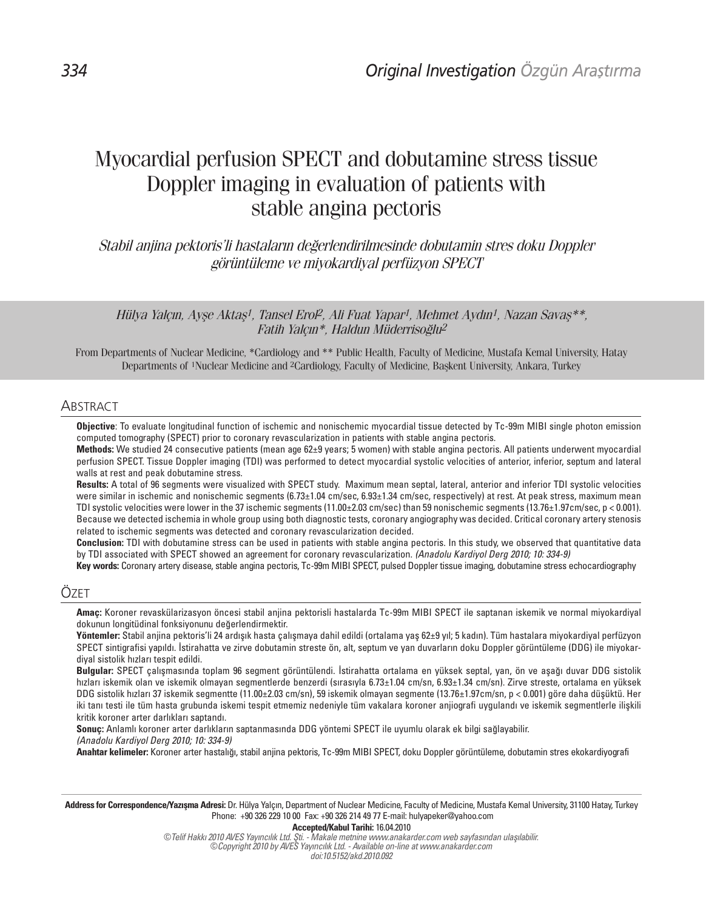Original Investigation Özgün Araştırma

# Myocardial perfusion SPECT and dobutamine stress tissue Doppler imaging in evaluation of patients with stable angina pectoris

*Stabil anjina pektoris'li hastaların değerlendirilmesinde dobutamin stres doku Doppler görüntüleme ve miyokardiyal perfüzyon SPECT*

*Hülya Yalçın, Ayşe Aktaş[1], Tansel Erol[2], Ali Fuat Yapar[1], Mehmet Aydın[1], Nazan Savaş\*\*, Fatih Yalçın\*, Haldun Müderrisoğlu[2]*

From Departments of Nuclear Medicine, \*Cardiology and \*\* Public Health, Faculty of Medicine, Mustafa Kemal University, Hatay Departments of [1]Nuclear Medicine and [2]Cardiology, Faculty of Medicine, Başkent University, Ankara, Turkey

## Abstract

**Objective**: To evaluate longitudinal function of ischemic and nonischemic myocardial tissue detected by Tc-99m MIBI single photon emission computed tomography (SPECT) prior to coronary revascularization in patients with stable angina pectoris.

**Methods:** We studied 24 consecutive patients (mean age 62±9 years; 5 women) with stable angina pectoris. All patients underwent myocardial perfusion SPECT. Tissue Doppler imaging (TDI) was performed to detect myocardial systolic velocities of anterior, inferior, septum and lateral walls at rest and peak dobutamine stress.

**Results:** A total of 96 segments were visualized with SPECT study. Maximum mean septal, lateral, anterior and inferior TDI systolic velocities were similar in ischemic and nonischemic segments (6.73±1.04 cm/sec, 6.93±1.34 cm/sec, respectively) at rest. At peak stress, maximum mean TDI systolic velocities were lower in the 37 ischemic segments (11.00±2.03 cm/sec) than 59 nonischemic segments (13.76±1.97cm/sec, $p < 0.001$). Because we detected ischemia in whole group using both diagnostic tests, coronary angiography was decided. Critical coronary artery stenosis related to ischemic segments was detected and coronary revascularization decided.

**Conclusion:** TDI with dobutamine stress can be used in patients with stable angina pectoris. In this study, we observed that quantitative data by TDI associated with SPECT showed an agreement for coronary revascularization. *(Anadolu Kardiyol Derg 2010; 10: 334-9)*

**Key words:** Coronary artery disease, stable angina pectoris, Tc-99m MIBI SPECT, pulsed Doppler tissue imaging, dobutamine stress echocardiography

## Özet

**Amaç:** Koroner revaskülarizasyon öncesi stabil anjina pektorisli hastalarda Tc-99m MIBI SPECT ile saptanan iskemik ve normal miyokardiyal dokunun longitüdinal fonksiyonunu değerlendirmektir.

**Yöntemler:** Stabil anjina pektoris'li 24 ardışık hasta çalışmaya dahil edildi (ortalama yaş 62±9 yıl; 5 kadın). Tüm hastalara miyokardiyal perfüzyon SPECT sintigrafisi yapıldı. İstirahatta ve zirve dobutamin streste ön, alt, septum ve yan duvarların doku Doppler görüntüleme (DDG) ile miyokardiyal sistolik hızları tespit edildi.

**Bulgular:** SPECT çalışmasında toplam 96 segment görüntülendi. İstirahatta ortalama en yüksek septal, yan, ön ve aşağı duvar DDG sistolik hızları iskemik olan ve iskemik olmayan segmentlerde benzerdi (sırasıyla 6.73±1.04 cm/sn, 6.93±1.34 cm/sn). Zirve streste, ortalama en yüksek DDG sistolik hızları 37 iskemik segmentte (11.00±2.03 cm/sn), 59 iskemik olmayan segmente (13.76±1.97cm/sn, $p < 0.001$) göre daha düşüktü. Her iki tanı testi ile tüm hasta grubunda iskemi tespit etmemiz nedeniyle tüm vakalara koroner anjiografi uygulandı ve iskemik segmentlerle ilişkili kritik koroner arter darlıkları saptandı.

**Sonuç:** Anlamlı koroner arter darlıkların saptanmasında DDG yöntemi SPECT ile uyumlu olarak ek bilgi sağlayabilir.
*(Anadolu Kardiyol Derg 2010; 10: 334-9)*

**Anahtar kelimeler:** Koroner arter hastalığı, stabil anjina pektoris, Tc-99m MIBI SPECT, doku Doppler görüntüleme, dobutamin stres ekokardiyografi

**Address for Correspondence/Yazışma Adresi:** Dr. Hülya Yalçın, Department of Nuclear Medicine, Faculty of Medicine, Mustafa Kemal University, 31100 Hatay, Turkey Phone: +90 326 229 10 00 Fax: +90 326 214 49 77 E-mail: hulyapeker@yahoo.com

**Accepted/Kabul Tarihi:** 16.04.2010

*©Telif Hakkı 2010 AVES Yayıncılık Ltd. Şti. - Makale metnine www.anakarder.com web sayfasından ulaşılabilir.*
*©Copyright 2010 by AVES Yayıncılık Ltd. - Available on-line at www.anakarder.com*
*doi:10.5152/akd.2010.092*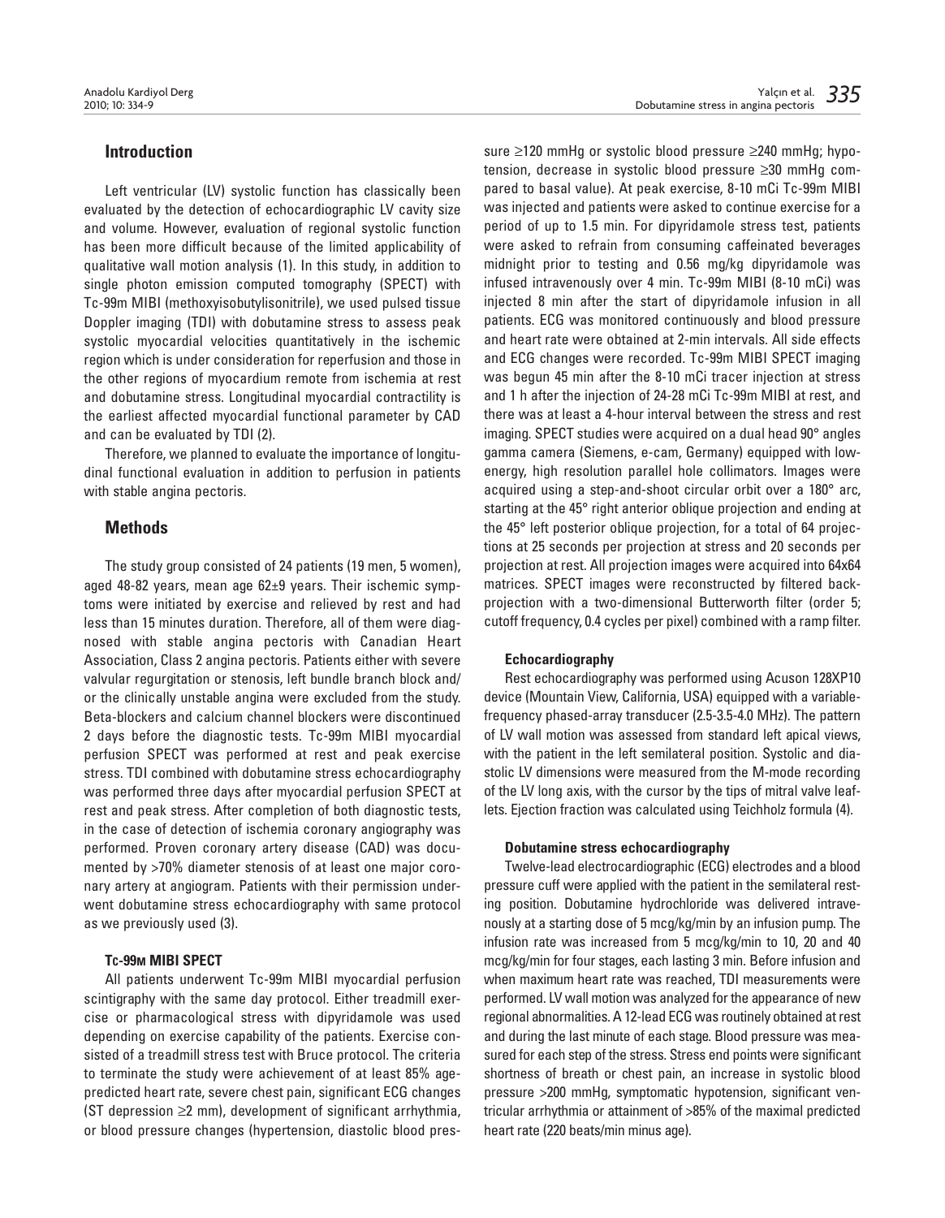## Introduction

Left ventricular (LV) systolic function has classically been evaluated by the detection of echocardiographic LV cavity size and volume. However, evaluation of regional systolic function has been more difficult because of the limited applicability of qualitative wall motion analysis (1). In this study, in addition to single photon emission computed tomography (SPECT) with Tc-99m MIBI (methoxyisobutylisonitrile), we used pulsed tissue Doppler imaging (TDI) with dobutamine stress to assess peak systolic myocardial velocities quantitatively in the ischemic region which is under consideration for reperfusion and those in the other regions of myocardium remote from ischemia at rest and dobutamine stress. Longitudinal myocardial contractility is the earliest affected myocardial functional parameter by CAD and can be evaluated by TDI (2).

Therefore, we planned to evaluate the importance of longitudinal functional evaluation in addition to perfusion in patients with stable angina pectoris.

## Methods

The study group consisted of 24 patients (19 men, 5 women), aged 48-82 years, mean age 62±9 years. Their ischemic symptoms were initiated by exercise and relieved by rest and had less than 15 minutes duration. Therefore, all of them were diagnosed with stable angina pectoris with Canadian Heart Association, Class 2 angina pectoris. Patients either with severe valvular regurgitation or stenosis, left bundle branch block and/or the clinically unstable angina were excluded from the study. Beta-blockers and calcium channel blockers were discontinued 2 days before the diagnostic tests. Tc-99m MIBI myocardial perfusion SPECT was performed at rest and peak exercise stress. TDI combined with dobutamine stress echocardiography was performed three days after myocardial perfusion SPECT at rest and peak stress. After completion of both diagnostic tests, in the case of detection of ischemia coronary angiography was performed. Proven coronary artery disease (CAD) was documented by >70% diameter stenosis of at least one major coronary artery at angiogram. Patients with their permission underwent dobutamine stress echocardiography with same protocol as we previously used (3).

### Tc-99m MIBI SPECT

All patients underwent Tc-99m MIBI myocardial perfusion scintigraphy with the same day protocol. Either treadmill exercise or pharmacological stress with dipyridamole was used depending on exercise capability of the patients. Exercise consisted of a treadmill stress test with Bruce protocol. The criteria to terminate the study were achievement of at least 85% age-predicted heart rate, severe chest pain, significant ECG changes (ST depression ≥2 mm), development of significant arrhythmia, or blood pressure changes (hypertension, diastolic blood pressure ≥120 mmHg or systolic blood pressure ≥240 mmHg; hypotension, decrease in systolic blood pressure ≥30 mmHg compared to basal value). At peak exercise, 8-10 mCi Tc-99m MIBI was injected and patients were asked to continue exercise for a period of up to 1.5 min. For dipyridamole stress test, patients were asked to refrain from consuming caffeinated beverages midnight prior to testing and 0.56 mg/kg dipyridamole was infused intravenously over 4 min. Tc-99m MIBI (8-10 mCi) was injected 8 min after the start of dipyridamole infusion in all patients. ECG was monitored continuously and blood pressure and heart rate were obtained at 2-min intervals. All side effects and ECG changes were recorded. Tc-99m MIBI SPECT imaging was begun 45 min after the 8-10 mCi tracer injection at stress and 1 h after the injection of 24-28 mCi Tc-99m MIBI at rest, and there was at least a 4-hour interval between the stress and rest imaging. SPECT studies were acquired on a dual head 90° angles gamma camera (Siemens, e-cam, Germany) equipped with low-energy, high resolution parallel hole collimators. Images were acquired using a step-and-shoot circular orbit over a 180° arc, starting at the 45° right anterior oblique projection and ending at the 45° left posterior oblique projection, for a total of 64 projections at 25 seconds per projection at stress and 20 seconds per projection at rest. All projection images were acquired into 64x64 matrices. SPECT images were reconstructed by filtered back-projection with a two-dimensional Butterworth filter (order 5; cutoff frequency, 0.4 cycles per pixel) combined with a ramp filter.

### Echocardiography

Rest echocardiography was performed using Acuson 128XP10 device (Mountain View, California, USA) equipped with a variable-frequency phased-array transducer (2.5-3.5-4.0 MHz). The pattern of LV wall motion was assessed from standard left apical views, with the patient in the left semilateral position. Systolic and diastolic LV dimensions were measured from the M-mode recording of the LV long axis, with the cursor by the tips of mitral valve leaflets. Ejection fraction was calculated using Teichholz formula (4).

### Dobutamine stress echocardiography

Twelve-lead electrocardiographic (ECG) electrodes and a blood pressure cuff were applied with the patient in the semilateral resting position. Dobutamine hydrochloride was delivered intravenously at a starting dose of 5 mcg/kg/min by an infusion pump. The infusion rate was increased from 5 mcg/kg/min to 10, 20 and 40 mcg/kg/min for four stages, each lasting 3 min. Before infusion and when maximum heart rate was reached, TDI measurements were performed. LV wall motion was analyzed for the appearance of new regional abnormalities. A 12-lead ECG was routinely obtained at rest and during the last minute of each stage. Blood pressure was measured for each step of the stress. Stress end points were significant shortness of breath or chest pain, an increase in systolic blood pressure >200 mmHg, symptomatic hypotension, significant ventricular arrhythmia or attainment of >85% of the maximal predicted heart rate (220 beats/min minus age).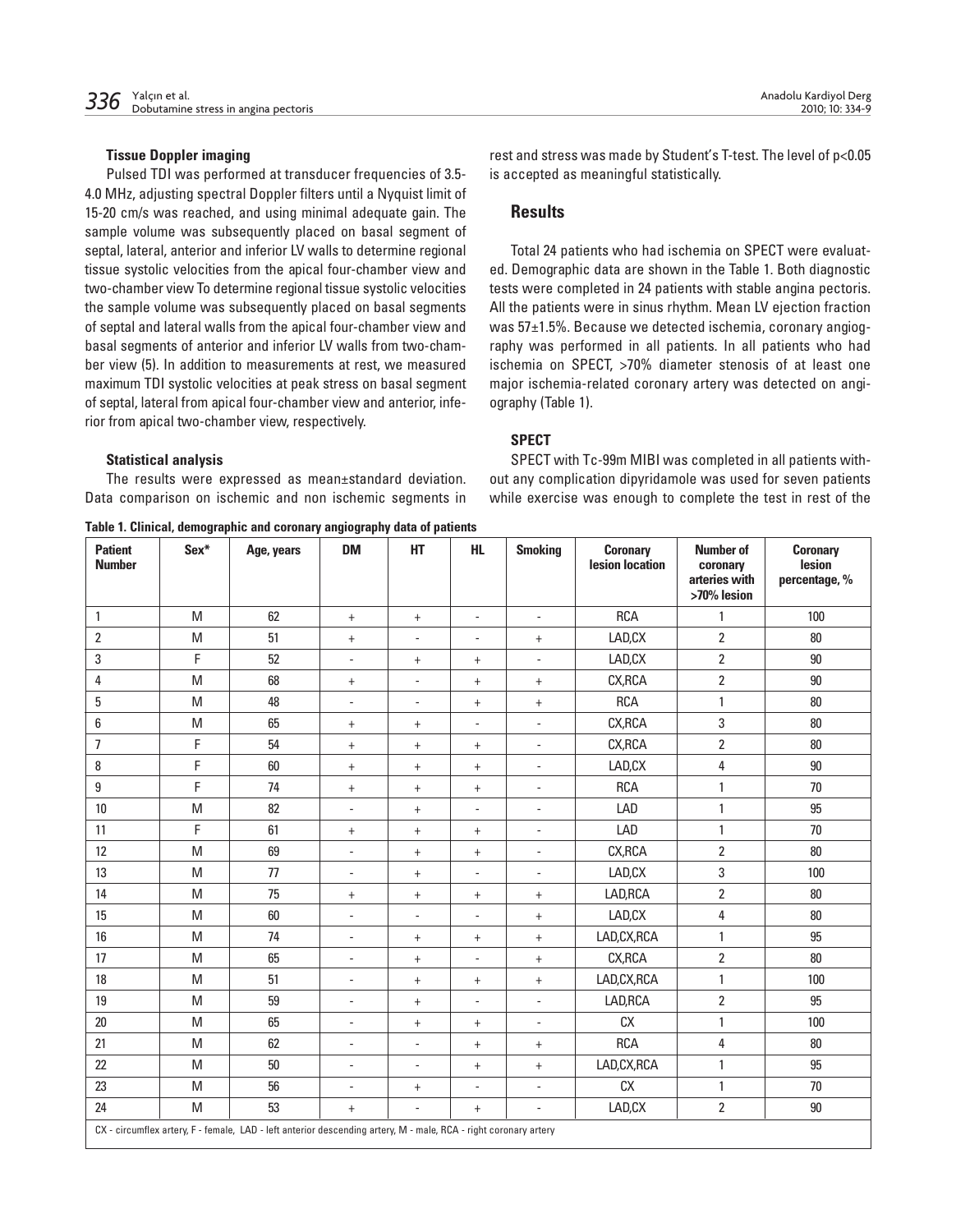### Tissue Doppler imaging

Pulsed TDI was performed at transducer frequencies of 3.5-4.0 MHz, adjusting spectral Doppler filters until a Nyquist limit of 15-20 cm/s was reached, and using minimal adequate gain. The sample volume was subsequently placed on basal segment of septal, lateral, anterior and inferior LV walls to determine regional tissue systolic velocities from the apical four-chamber view and two-chamber view To determine regional tissue systolic velocities the sample volume was subsequently placed on basal segments of septal and lateral walls from the apical four-chamber view and basal segments of anterior and inferior LV walls from two-chamber view (5). In addition to measurements at rest, we measured maximum TDI systolic velocities at peak stress on basal segment of septal, lateral from apical four-chamber view and anterior, inferior from apical two-chamber view, respectively.

### Statistical analysis

The results were expressed as mean±standard deviation. Data comparison on ischemic and non ischemic segments in rest and stress was made by Student's T-test. The level of $p<0.05$ is accepted as meaningful statistically.

## Results

Total 24 patients who had ischemia on SPECT were evaluated. Demographic data are shown in the Table 1. Both diagnostic tests were completed in 24 patients with stable angina pectoris. All the patients were in sinus rhythm. Mean LV ejection fraction was 57±1.5%. Because we detected ischemia, coronary angiography was performed in all patients. In all patients who had ischemia on SPECT, >70% diameter stenosis of at least one major ischemia-related coronary artery was detected on angiography (Table 1).

### SPECT

SPECT with Tc-99m MIBI was completed in all patients without any complication dipyridamole was used for seven patients while exercise was enough to complete the test in rest of the

**Table 1. Clinical, demographic and coronary angiography data of patients**

| Patient Number | Sex* | Age, years | DM | HT | HL | Smoking | Coronary lesion location | Number of coronary arteries with >70% lesion | Coronary lesion percentage, % |
|---|---|---|---|---|---|---|---|---|---|
| 1 | M | 62 | + | + | - | - | RCA | 1 | 100 |
| 2 | M | 51 | + | - | - | + | LAD,CX | 2 | 80 |
| 3 | F | 52 | - | + | + | - | LAD,CX | 2 | 90 |
| 4 | M | 68 | + | - | + | + | CX,RCA | 2 | 90 |
| 5 | M | 48 | - | - | + | + | RCA | 1 | 80 |
| 6 | M | 65 | + | + | - | - | CX,RCA | 3 | 80 |
| 7 | F | 54 | + | + | + | - | CX,RCA | 2 | 80 |
| 8 | F | 60 | + | + | + | - | LAD,CX | 4 | 90 |
| 9 | F | 74 | + | + | + | - | RCA | 1 | 70 |
| 10 | M | 82 | - | + | - | - | LAD | 1 | 95 |
| 11 | F | 61 | + | + | + | - | LAD | 1 | 70 |
| 12 | M | 69 | - | + | + | - | CX,RCA | 2 | 80 |
| 13 | M | 77 | - | + | - | - | LAD,CX | 3 | 100 |
| 14 | M | 75 | + | + | + | + | LAD,RCA | 2 | 80 |
| 15 | M | 60 | - | - | - | + | LAD,CX | 4 | 80 |
| 16 | M | 74 | - | + | + | + | LAD,CX,RCA | 1 | 95 |
| 17 | M | 65 | - | + | - | + | CX,RCA | 2 | 80 |
| 18 | M | 51 | - | + | + | + | LAD,CX,RCA | 1 | 100 |
| 19 | M | 59 | - | + | - | - | LAD,RCA | 2 | 95 |
| 20 | M | 65 | - | + | + | - | CX | 1 | 100 |
| 21 | M | 62 | - | - | + | + | RCA | 4 | 80 |
| 22 | M | 50 | - | - | + | + | LAD,CX,RCA | 1 | 95 |
| 23 | M | 56 | - | + | - | - | CX | 1 | 70 |
| 24 | M | 53 | + | - | + | - | LAD,CX | 2 | 90 |

CX - circumflex artery, F - female, LAD - left anterior descending artery, M - male, RCA - right coronary artery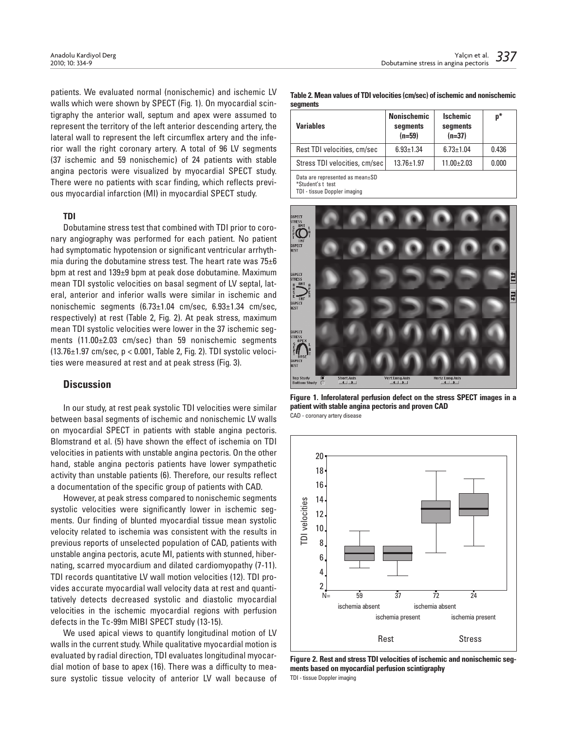patients. We evaluated normal (nonischemic) and ischemic LV walls which were shown by SPECT (Fig. 1). On myocardial scintigraphy the anterior wall, septum and apex were assumed to represent the territory of the left anterior descending artery, the lateral wall to represent the left circumflex artery and the inferior wall the right coronary artery. A total of 96 LV segments (37 ischemic and 59 nonischemic) of 24 patients with stable angina pectoris were visualized by myocardial SPECT study. There were no patients with scar finding, which reflects previous myocardial infarction (MI) in myocardial SPECT study.

### TDI

Dobutamine stress test that combined with TDI prior to coronary angiography was performed for each patient. No patient had symptomatic hypotension or significant ventricular arrhythmia during the dobutamine stress test. The heart rate was 75±6 bpm at rest and 139±9 bpm at peak dose dobutamine. Maximum mean TDI systolic velocities on basal segment of LV septal, lateral, anterior and inferior walls were similar in ischemic and nonischemic segments (6.73±1.04 cm/sec, 6.93±1.34 cm/sec, respectively) at rest (Table 2, Fig. 2). At peak stress, maximum mean TDI systolic velocities were lower in the 37 ischemic segments (11.00±2.03 cm/sec) than 59 nonischemic segments (13.76±1.97 cm/sec, $p < 0.001$, Table 2, Fig. 2). TDI systolic velocities were measured at rest and at peak stress (Fig. 3).

## Discussion

In our study, at rest peak systolic TDI velocities were similar between basal segments of ischemic and nonischemic LV walls on myocardial SPECT in patients with stable angina pectoris. Blomstrand et al. (5) have shown the effect of ischemia on TDI velocities in patients with unstable angina pectoris. On the other hand, stable angina pectoris patients have lower sympathetic activity than unstable patients (6). Therefore, our results reflect a documentation of the specific group of patients with CAD.

However, at peak stress compared to nonischemic segments systolic velocities were significantly lower in ischemic segments. Our finding of blunted myocardial tissue mean systolic velocity related to ischemia was consistent with the results in previous reports of unselected population of CAD, patients with unstable angina pectoris, acute MI, patients with stunned, hibernating, scarred myocardium and dilated cardiomyopathy (7-11). TDI records quantitative LV wall motion velocities (12). TDI provides accurate myocardial wall velocity data at rest and quantitatively detects decreased systolic and diastolic myocardial velocities in the ischemic myocardial regions with perfusion defects in the Tc-99m MIBI SPECT study (13-15).

We used apical views to quantify longitudinal motion of LV walls in the current study. While qualitative myocardial motion is evaluated by radial direction, TDI evaluates longitudinal myocardial motion of base to apex (16). There was a difficulty to measure systolic tissue velocity of anterior LV wall because of

**Table 2. Mean values of TDI velocities (cm/sec) of ischemic and nonischemic segments**

| Variables | Nonischemic segments (n=59) | Ischemic segments (n=37) | p* |
|---|---|---|---|
| Rest TDI velocities, cm/sec | 6.93±1.34 | 6.73±1.04 | 0.436 |
| Stress TDI velocities, cm/sec | 13.76±1.97 | 11.00±2.03 | 0.000 |

Data are represented as mean±SD
*Student's t test
TDI - tissue Doppler imaging

**Figure 1. Inferolateral perfusion defect on the stress SPECT images in a patient with stable angina pectoris and proven CAD**
CAD - coronary artery disease

**Figure 2. Rest and stress TDI velocities of ischemic and nonischemic segments based on myocardial perfusion scintigraphy**
TDI - tissue Doppler imaging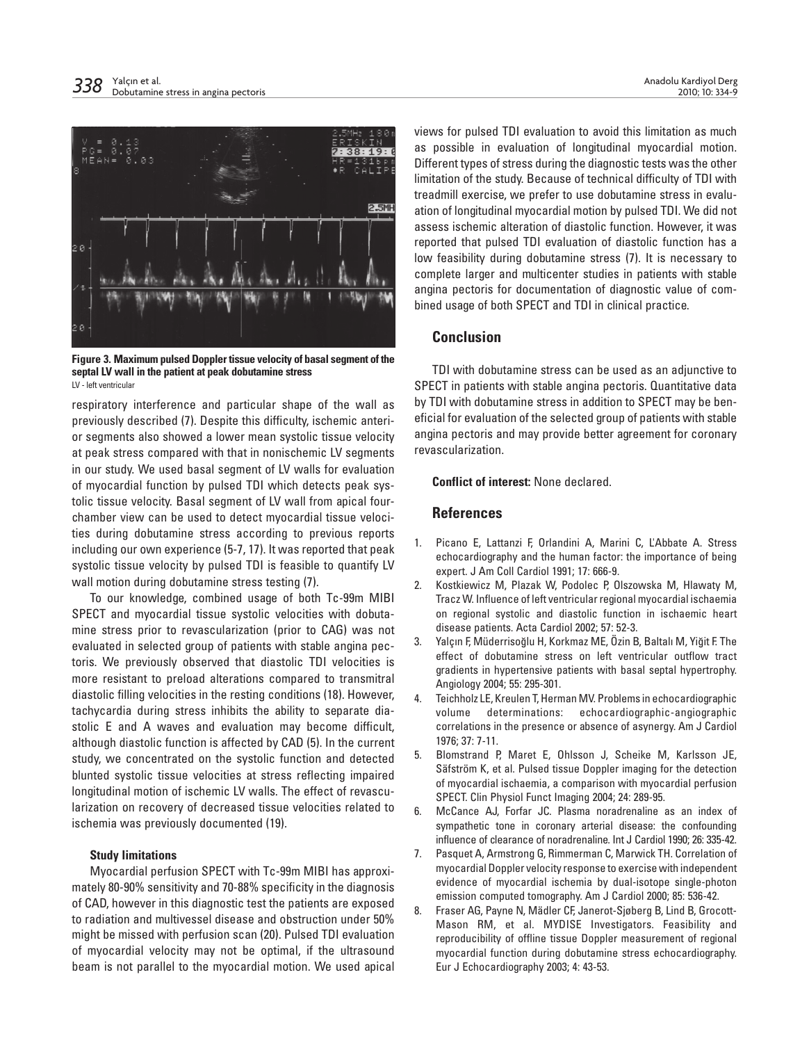**Figure 3. Maximum pulsed Doppler tissue velocity of basal segment of the septal LV wall in the patient at peak dobutamine stress**
LV - left ventricular

respiratory interference and particular shape of the wall as previously described (7). Despite this difficulty, ischemic anterior segments also showed a lower mean systolic tissue velocity at peak stress compared with that in nonischemic LV segments in our study. We used basal segment of LV walls for evaluation of myocardial function by pulsed TDI which detects peak systolic tissue velocity. Basal segment of LV wall from apical four-chamber view can be used to detect myocardial tissue velocities during dobutamine stress according to previous reports including our own experience (5-7, 17). It was reported that peak systolic tissue velocity by pulsed TDI is feasible to quantify LV wall motion during dobutamine stress testing (7).

To our knowledge, combined usage of both Tc-99m MIBI SPECT and myocardial tissue systolic velocities with dobutamine stress prior to revascularization (prior to CAG) was not evaluated in selected group of patients with stable angina pectoris. We previously observed that diastolic TDI velocities is more resistant to preload alterations compared to transmitral diastolic filling velocities in the resting conditions (18). However, tachycardia during stress inhibits the ability to separate diastolic E and A waves and evaluation may become difficult, although diastolic function is affected by CAD (5). In the current study, we concentrated on the systolic function and detected blunted systolic tissue velocities at stress reflecting impaired longitudinal motion of ischemic LV walls. The effect of revascularization on recovery of decreased tissue velocities related to ischemia was previously documented (19).

### Study limitations

Myocardial perfusion SPECT with Tc-99m MIBI has approximately 80-90% sensitivity and 70-88% specificity in the diagnosis of CAD, however in this diagnostic test the patients are exposed to radiation and multivessel disease and obstruction under 50% might be missed with perfusion scan (20). Pulsed TDI evaluation of myocardial velocity may not be optimal, if the ultrasound beam is not parallel to the myocardial motion. We used apical views for pulsed TDI evaluation to avoid this limitation as much as possible in evaluation of longitudinal myocardial motion. Different types of stress during the diagnostic tests was the other limitation of the study. Because of technical difficulty of TDI with treadmill exercise, we prefer to use dobutamine stress in evaluation of longitudinal myocardial motion by pulsed TDI. We did not assess ischemic alteration of diastolic function. However, it was reported that pulsed TDI evaluation of diastolic function has a low feasibility during dobutamine stress (7). It is necessary to complete larger and multicenter studies in patients with stable angina pectoris for documentation of diagnostic value of combined usage of both SPECT and TDI in clinical practice.

## Conclusion

TDI with dobutamine stress can be used as an adjunctive to SPECT in patients with stable angina pectoris. Quantitative data by TDI with dobutamine stress in addition to SPECT may be beneficial for evaluation of the selected group of patients with stable angina pectoris and may provide better agreement for coronary revascularization.

**Conflict of interest:** None declared.

## References

1. Picano E, Lattanzi F, Orlandini A, Marini C, L'Abbate A. Stress echocardiography and the human factor: the importance of being expert. J Am Coll Cardiol 1991; 17: 666-9.
2. Kostkiewicz M, Plazak W, Podolec P, Olszowska M, Hlawaty M, Tracz W. Influence of left ventricular regional myocardial ischaemia on regional systolic and diastolic function in ischaemic heart disease patients. Acta Cardiol 2002; 57: 52-3.
3. Yalçın F, Müderrisoğlu H, Korkmaz ME, Özin B, Baltalı M, Yiğit F. The effect of dobutamine stress on left ventricular outflow tract gradients in hypertensive patients with basal septal hypertrophy. Angiology 2004; 55: 295-301.
4. Teichholz LE, Kreulen T, Herman MV. Problems in echocardiographic volume determinations: echocardiographic-angiographic correlations in the presence or absence of asynergy. Am J Cardiol 1976; 37: 7-11.
5. Blomstrand P, Maret E, Ohlsson J, Scheike M, Karlsson JE, Säfström K, et al. Pulsed tissue Doppler imaging for the detection of myocardial ischaemia, a comparison with myocardial perfusion SPECT. Clin Physiol Funct Imaging 2004; 24: 289-95.
6. McCance AJ, Forfar JC. Plasma noradrenaline as an index of sympathetic tone in coronary arterial disease: the confounding influence of clearance of noradrenaline. Int J Cardiol 1990; 26: 335-42.
7. Pasquet A, Armstrong G, Rimmerman C, Marwick TH. Correlation of myocardial Doppler velocity response to exercise with independent evidence of myocardial ischemia by dual-isotope single-photon emission computed tomography. Am J Cardiol 2000; 85: 536-42.
8. Fraser AG, Payne N, Mädler CF, Janerot-Sjøberg B, Lind B, Grocott-Mason RM, et al. MYDISE Investigators. Feasibility and reproducibility of offline tissue Doppler measurement of regional myocardial function during dobutamine stress echocardiography. Eur J Echocardiography 2003; 4: 43-53.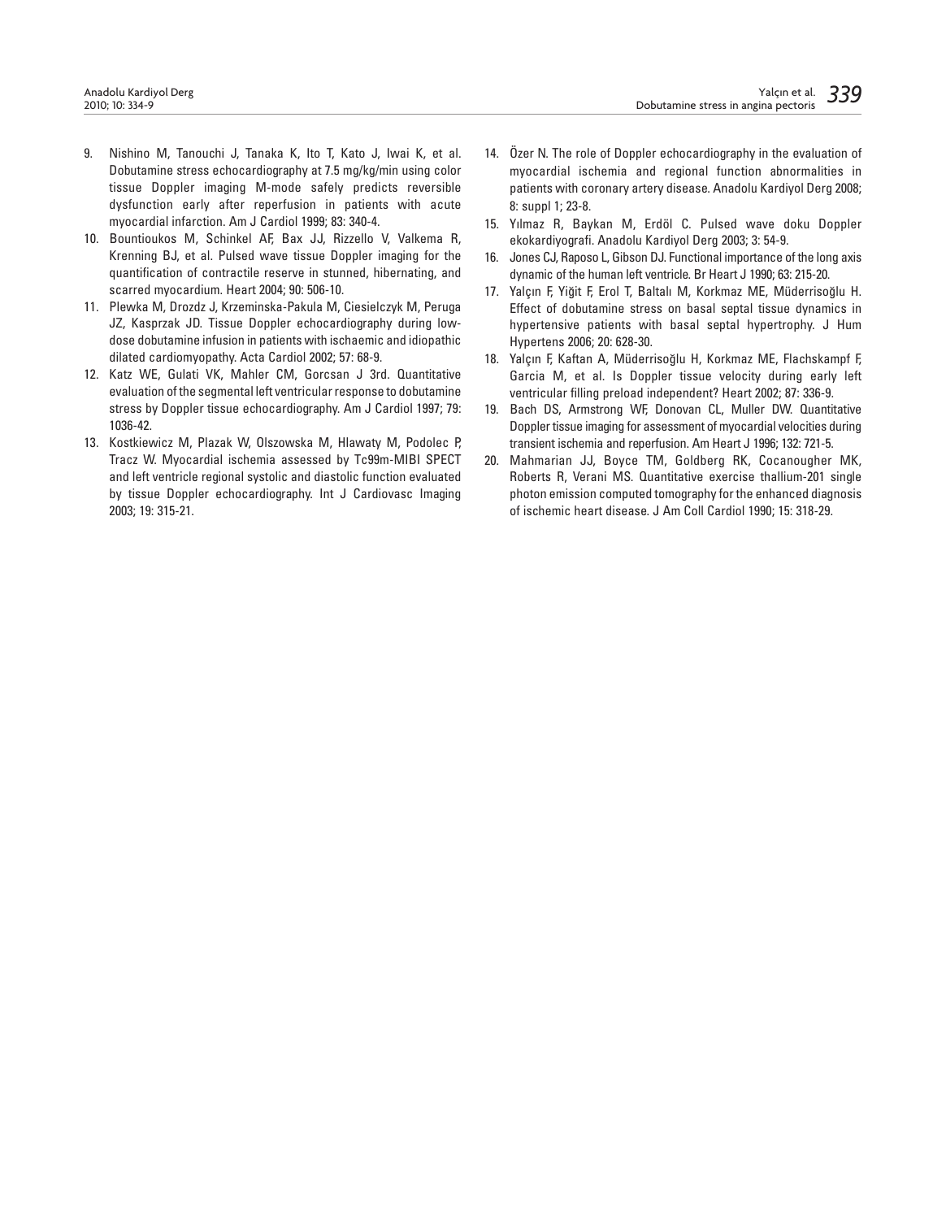9. Nishino M, Tanouchi J, Tanaka K, Ito T, Kato J, Iwai K, et al. Dobutamine stress echocardiography at 7.5 mg/kg/min using color tissue Doppler imaging M-mode safely predicts reversible dysfunction early after reperfusion in patients with acute myocardial infarction. Am J Cardiol 1999; 83: 340-4.
10. Bountioukos M, Schinkel AF, Bax JJ, Rizzello V, Valkema R, Krenning BJ, et al. Pulsed wave tissue Doppler imaging for the quantification of contractile reserve in stunned, hibernating, and scarred myocardium. Heart 2004; 90: 506-10.
11. Plewka M, Drozdz J, Krzeminska-Pakula M, Ciesielczyk M, Peruga JZ, Kasprzak JD. Tissue Doppler echocardiography during low-dose dobutamine infusion in patients with ischaemic and idiopathic dilated cardiomyopathy. Acta Cardiol 2002; 57: 68-9.
12. Katz WE, Gulati VK, Mahler CM, Gorcsan J 3rd. Quantitative evaluation of the segmental left ventricular response to dobutamine stress by Doppler tissue echocardiography. Am J Cardiol 1997; 79: 1036-42.
13. Kostkiewicz M, Plazak W, Olszowska M, Hlawaty M, Podolec P, Tracz W. Myocardial ischemia assessed by Tc99m-MIBI SPECT and left ventricle regional systolic and diastolic function evaluated by tissue Doppler echocardiography. Int J Cardiovasc Imaging 2003; 19: 315-21.
14. Özer N. The role of Doppler echocardiography in the evaluation of myocardial ischemia and regional function abnormalities in patients with coronary artery disease. Anadolu Kardiyol Derg 2008; 8: suppl 1; 23-8.
15. Yılmaz R, Baykan M, Erdöl C. Pulsed wave doku Doppler ekokardiyografi. Anadolu Kardiyol Derg 2003; 3: 54-9.
16. Jones CJ, Raposo L, Gibson DJ. Functional importance of the long axis dynamic of the human left ventricle. Br Heart J 1990; 63: 215-20.
17. Yalçın F, Yiğit F, Erol T, Baltalı M, Korkmaz ME, Müderrisoğlu H. Effect of dobutamine stress on basal septal tissue dynamics in hypertensive patients with basal septal hypertrophy. J Hum Hypertens 2006; 20: 628-30.
18. Yalçın F, Kaftan A, Müderrisoğlu H, Korkmaz ME, Flachskampf F, Garcia M, et al. Is Doppler tissue velocity during early left ventricular filling preload independent? Heart 2002; 87: 336-9.
19. Bach DS, Armstrong WF, Donovan CL, Muller DW. Quantitative Doppler tissue imaging for assessment of myocardial velocities during transient ischemia and reperfusion. Am Heart J 1996; 132: 721-5.
20. Mahmarian JJ, Boyce TM, Goldberg RK, Cocanougher MK, Roberts R, Verani MS. Quantitative exercise thallium-201 single photon emission computed tomography for the enhanced diagnosis of ischemic heart disease. J Am Coll Cardiol 1990; 15: 318-29.